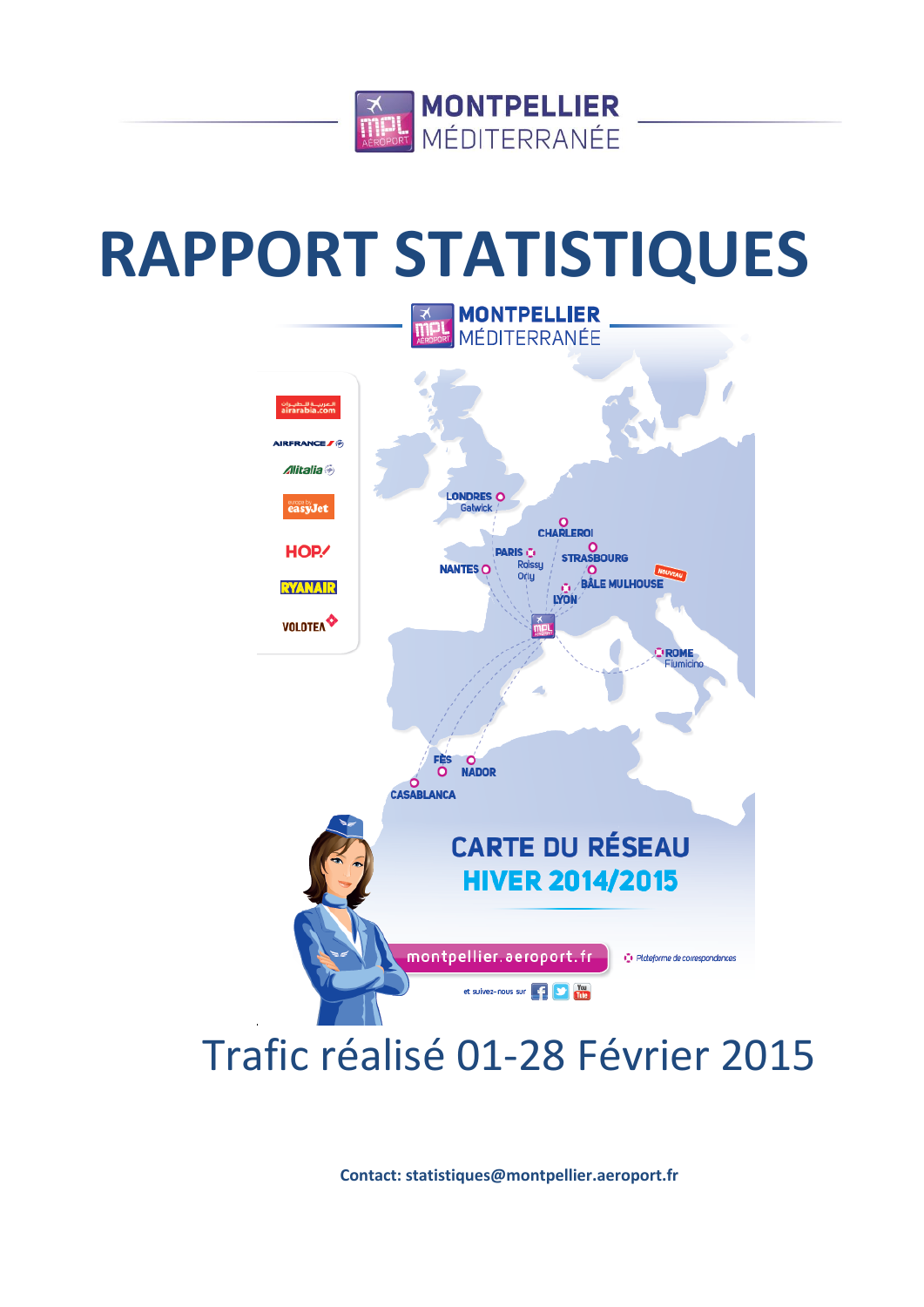MONTPELLIER MÉDITERRANÉE

# RAPPORT STATISTIQUES

MONTPELLIER MÉDITERRANÉE

airarabia.com

AIRFRANCE

Alitalia

easyJet

HOP!

RYANAIR

VOLOTEA

LONDRES Gatwick

CHARLEROI

PARIS Roissy Orly

STRASBOURG

NANTES

BÂLE MULHOUSE

NOUVEAU

LYON

ROME Fiumicino

FÈS

NADOR

CASABLANCA

CARTE DU RÉSEAU
HIVER 2014/2015

montpellier.aeroport.fr

Plateforme de correspondances

et suivez-nous sur

## Trafic réalisé 01-28 Février 2015

**Contact: statistiques@montpellier.aeroport.fr**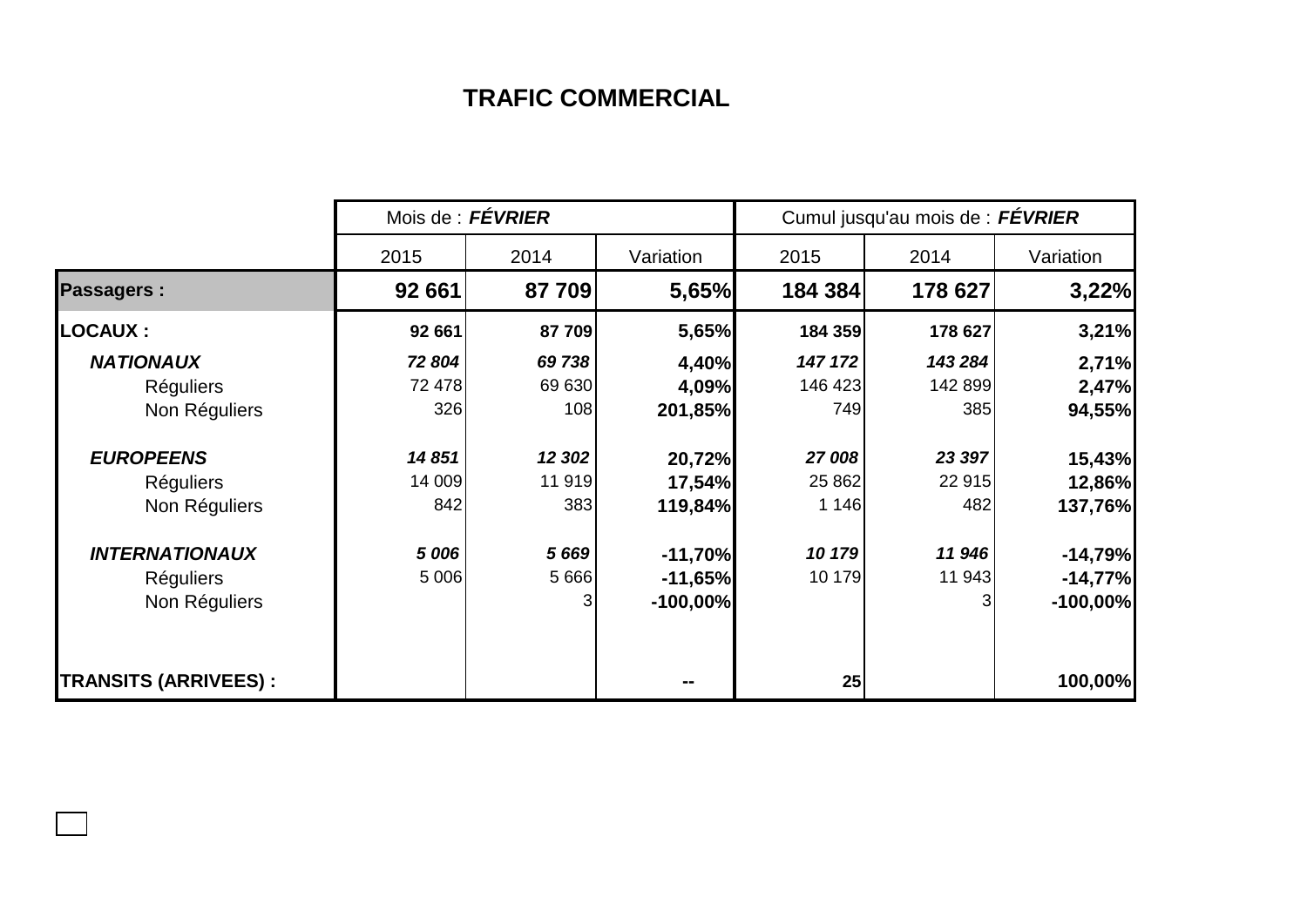# TRAFIC COMMERCIAL

| | Mois de : ***FÉVRIER*** | | | Cumul jusqu'au mois de : ***FÉVRIER*** | | |
|---|---|---|---|---|---|---|
| | 2015 | 2014 | Variation | 2015 | 2014 | Variation |
| **Passagers :** | **92 661** | **87 709** | **5,65%** | **184 384** | **178 627** | **3,22%** |
| **LOCAUX :** | **92 661** | **87 709** | **5,65%** | **184 359** | **178 627** | **3,21%** |
| ***NATIONAUX*** | ***72 804*** | ***69 738*** | **4,40%** | ***147 172*** | ***143 284*** | **2,71%** |
| Réguliers | 72 478 | 69 630 | **4,09%** | 146 423 | 142 899 | **2,47%** |
| Non Réguliers | 326 | 108 | **201,85%** | 749 | 385 | **94,55%** |
| ***EUROPEENS*** | ***14 851*** | ***12 302*** | **20,72%** | ***27 008*** | ***23 397*** | **15,43%** |
| Réguliers | 14 009 | 11 919 | **17,54%** | 25 862 | 22 915 | **12,86%** |
| Non Réguliers | 842 | 383 | **119,84%** | 1 146 | 482 | **137,76%** |
| ***INTERNATIONAUX*** | ***5 006*** | ***5 669*** | **-11,70%** | ***10 179*** | ***11 946*** | **-14,79%** |
| Réguliers | 5 006 | 5 666 | **-11,65%** | 10 179 | 11 943 | **-14,77%** |
| Non Réguliers | | 3 | **-100,00%** | | 3 | **-100,00%** |
| **TRANSITS (ARRIVEES) :** | | | **--** | **25** | | **100,00%** |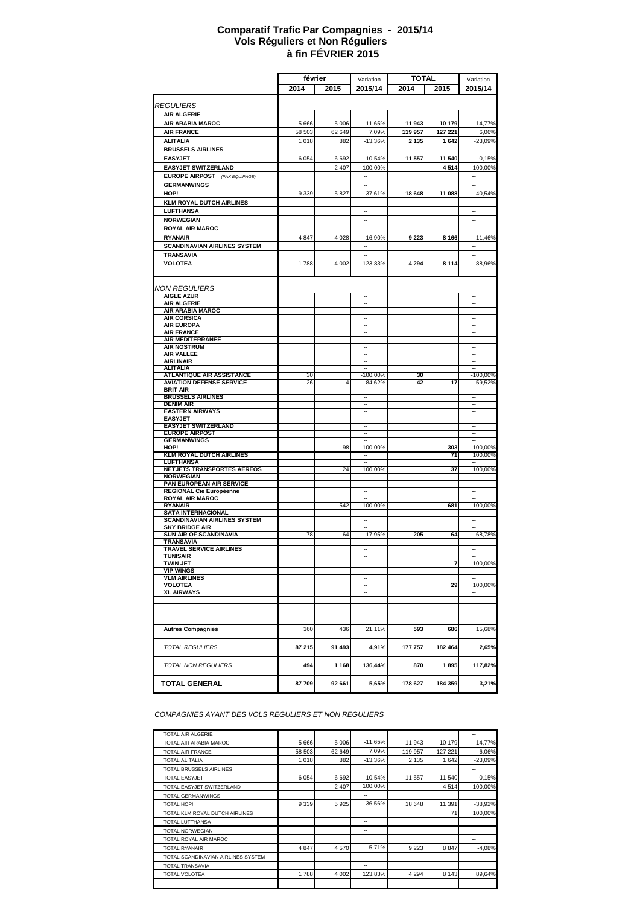# Comparatif Trafic Par Compagnies - 2015/14
## Vols Réguliers et Non Réguliers
## à fin FÉVRIER 2015

| | février | | Variation | TOTAL | | Variation |
|---|---|---|---|---|---|---|
| | 2014 | 2015 | 2015/14 | 2014 | 2015 | 2015/14 |
| *REGULIERS* | | | | | | |
| **AIR ALGERIE** | | | -- | | | -- |
| **AIR ARABIA MAROC** | 5 666 | 5 006 | -11,65% | **11 943** | **10 179** | -14,77% |
| **AIR FRANCE** | 58 503 | 62 649 | 7,09% | **119 957** | **127 221** | 6,06% |
| **ALITALIA** | 1 018 | 882 | -13,36% | **2 135** | **1 642** | -23,09% |
| **BRUSSELS AIRLINES** | | | -- | | | -- |
| **EASYJET** | 6 054 | 6 692 | 10,54% | **11 557** | **11 540** | -0,15% |
| **EASYJET SWITZERLAND** | | 2 407 | 100,00% | | **4 514** | 100,00% |
| **EUROPE AIRPOST** *(PAX EQUIPAGE)* | | | -- | | | -- |
| **GERMANWINGS** | | | -- | | | -- |
| **HOP!** | 9 339 | 5 827 | -37,61% | **18 648** | **11 088** | -40,54% |
| **KLM ROYAL DUTCH AIRLINES** | | | -- | | | -- |
| **LUFTHANSA** | | | -- | | | -- |
| **NORWEGIAN** | | | -- | | | -- |
| **ROYAL AIR MAROC** | | | -- | | | -- |
| **RYANAIR** | 4 847 | 4 028 | -16,90% | **9 223** | **8 166** | -11,46% |
| **SCANDINAVIAN AIRLINES SYSTEM** | | | -- | | | -- |
| **TRANSAVIA** | | | -- | | | -- |
| **VOLOTEA** | 1 788 | 4 002 | 123,83% | **4 294** | **8 114** | 88,96% |
| *NON REGULIERS* | | | | | | |
| **AIGLE AZUR** | | | -- | | | -- |
| **AIR ALGERIE** | | | -- | | | -- |
| **AIR ARABIA MAROC** | | | -- | | | -- |
| **AIR CORSICA** | | | -- | | | -- |
| **AIR EUROPA** | | | -- | | | -- |
| **AIR FRANCE** | | | -- | | | -- |
| **AIR MEDITERRANEE** | | | -- | | | -- |
| **AIR NOSTRUM** | | | -- | | | -- |
| **AIR VALLEE** | | | -- | | | -- |
| **AIRLINAIR** | | | -- | | | -- |
| **ALITALIA** | | | -- | | | -- |
| **ATLANTIQUE AIR ASSISTANCE** | 30 | | -100,00% | **30** | | -100,00% |
| **AVIATION DEFENSE SERVICE** | 26 | 4 | -84,62% | **42** | **17** | -59,52% |
| **BRIT AIR** | | | -- | | | -- |
| **BRUSSELS AIRLINES** | | | -- | | | -- |
| **DENIM AIR** | | | -- | | | -- |
| **EASTERN AIRWAYS** | | | -- | | | -- |
| **EASYJET** | | | -- | | | -- |
| **EASYJET SWITZERLAND** | | | -- | | | -- |
| **EUROPE AIRPOST** | | | -- | | | -- |
| **GERMANWINGS** | | | -- | | | -- |
| **HOP!** | | 98 | 100,00% | | **303** | 100,00% |
| **KLM ROYAL DUTCH AIRLINES** | | | -- | | **71** | 100,00% |
| **LUFTHANSA** | | | -- | | | -- |
| **NETJETS TRANSPORTES AEREOS** | | 24 | 100,00% | | **37** | 100,00% |
| **NORWEGIAN** | | | -- | | | -- |
| **PAN EUROPEAN AIR SERVICE** | | | -- | | | -- |
| **REGIONAL Cie Européenne** | | | -- | | | -- |
| **ROYAL AIR MAROC** | | | -- | | | -- |
| **RYANAIR** | | 542 | 100,00% | | **681** | 100,00% |
| **SATA INTERNACIONAL** | | | -- | | | -- |
| **SCANDINAVIAN AIRLINES SYSTEM** | | | -- | | | -- |
| **SKY BRIDGE AIR** | | | -- | | | -- |
| **SUN AIR OF SCANDINAVIA** | 78 | 64 | -17,95% | **205** | **64** | -68,78% |
| **TRANSAVIA** | | | -- | | | -- |
| **TRAVEL SERVICE AIRLINES** | | | -- | | | -- |
| **TUNISAIR** | | | -- | | | -- |
| **TWIN JET** | | | -- | | **7** | 100,00% |
| **VIP WINGS** | | | -- | | | -- |
| **VLM AIRLINES** | | | -- | | | -- |
| **VOLOTEA** | | | -- | | **29** | 100,00% |
| **XL AIRWAYS** | | | -- | | | -- |
| **Autres Compagnies** | 360 | 436 | 21,11% | **593** | **686** | 15,68% |
| *TOTAL REGULIERS* | **87 215** | **91 493** | **4,91%** | **177 757** | **182 464** | **2,65%** |
| *TOTAL NON REGULIERS* | **494** | **1 168** | **136,44%** | **870** | **1 895** | **117,82%** |
| **TOTAL GENERAL** | **87 709** | **92 661** | **5,65%** | **178 627** | **184 359** | **3,21%** |

*COMPAGNIES AYANT DES VOLS REGULIERS ET NON REGULIERS*

| | | | | | | |
|---|---|---|---|---|---|---|
| TOTAL AIR ALGERIE | | | -- | | | -- |
| TOTAL AIR ARABIA MAROC | 5 666 | 5 006 | -11,65% | 11 943 | 10 179 | -14,77% |
| TOTAL AIR FRANCE | 58 503 | 62 649 | 7,09% | 119 957 | 127 221 | 6,06% |
| TOTAL ALITALIA | 1 018 | 882 | -13,36% | 2 135 | 1 642 | -23,09% |
| TOTAL BRUSSELS AIRLINES | | | -- | | | -- |
| TOTAL EASYJET | 6 054 | 6 692 | 10,54% | 11 557 | 11 540 | -0,15% |
| TOTAL EASYJET SWITZERLAND | | 2 407 | 100,00% | | 4 514 | 100,00% |
| TOTAL GERMANWINGS | | | -- | | | -- |
| TOTAL HOP! | 9 339 | 5 925 | -36,56% | 18 648 | 11 391 | -38,92% |
| TOTAL KLM ROYAL DUTCH AIRLINES | | | -- | | 71 | 100,00% |
| TOTAL LUFTHANSA | | | -- | | | -- |
| TOTAL NORWEGIAN | | | -- | | | -- |
| TOTAL ROYAL AIR MAROC | | | -- | | | -- |
| TOTAL RYANAIR | 4 847 | 4 570 | -5,71% | 9 223 | 8 847 | -4,08% |
| TOTAL SCANDINAVIAN AIRLINES SYSTEM | | | -- | | | -- |
| TOTAL TRANSAVIA | | | -- | | | -- |
| TOTAL VOLOTEA | 1 788 | 4 002 | 123,83% | 4 294 | 8 143 | 89,64% |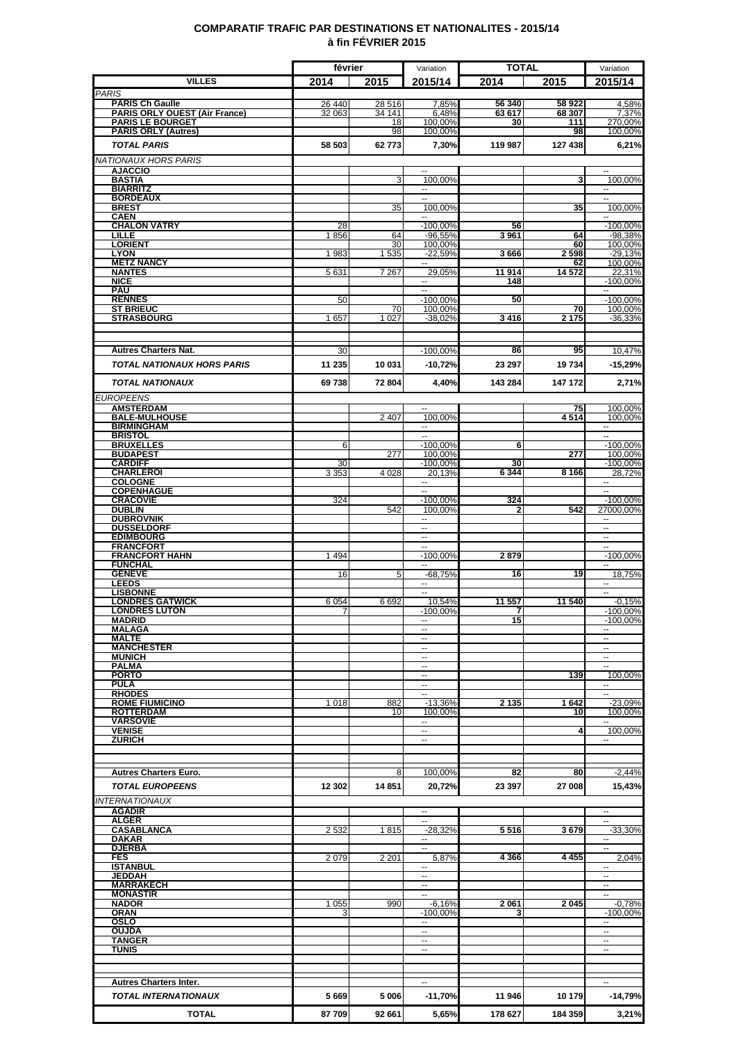# COMPARATIF TRAFIC PAR DESTINATIONS ET NATIONALITES - 2015/14
## à fin FÉVRIER 2015

| VILLES | février 2014 | février 2015 | Variation 2015/14 | TOTAL 2014 | TOTAL 2015 | Variation 2015/14 |
|---|---|---|---|---|---|---|
| *PARIS* | | | | | | |
| **PARIS Ch Gaulle** | 26 440 | 28 516 | 7,85% | 56 340 | 58 922 | 4,58% |
| **PARIS ORLY OUEST (Air France)** | 32 063 | 34 141 | 6,48% | 63 617 | 68 307 | 7,37% |
| **PARIS LE BOURGET** | | 18 | 100,00% | 30 | 111 | 270,00% |
| **PARIS ORLY (Autres)** | | 98 | 100,00% | | 98 | 100,00% |
| ***TOTAL PARIS*** | **58 503** | **62 773** | **7,30%** | **119 987** | **127 438** | **6,21%** |
| *NATIONAUX HORS PARIS* | | | | | | |
| **AJACCIO** | | | -- | | | -- |
| **BASTIA** | | 3 | 100,00% | | 3 | 100,00% |
| **BIARRITZ** | | | -- | | | -- |
| **BORDEAUX** | | | -- | | | -- |
| **BREST** | | 35 | 100,00% | | 35 | 100,00% |
| **CAEN** | | | -- | | | -- |
| **CHALON VATRY** | 28 | | -100,00% | 56 | | -100,00% |
| **LILLE** | 1 856 | 64 | -96,55% | 3 961 | 64 | -98,38% |
| **LORIENT** | | 30 | 100,00% | | 60 | 100,00% |
| **LYON** | 1 983 | 1 535 | -22,59% | 3 666 | 2 598 | -29,13% |
| **METZ NANCY** | | | -- | | 62 | 100,00% |
| **NANTES** | 5 631 | 7 267 | 29,05% | 11 914 | 14 572 | 22,31% |
| **NICE** | | | -- | 148 | | -100,00% |
| **PAU** | | | -- | | | -- |
| **RENNES** | 50 | | -100,00% | 50 | | -100,00% |
| **ST BRIEUC** | | 70 | 100,00% | | 70 | 100,00% |
| **STRASBOURG** | 1 657 | 1 027 | -38,02% | 3 416 | 2 175 | -36,33% |
| **Autres Charters Nat.** | 30 | | -100,00% | 86 | 95 | 10,47% |
| ***TOTAL NATIONAUX HORS PARIS*** | **11 235** | **10 031** | **-10,72%** | **23 297** | **19 734** | **-15,29%** |
| ***TOTAL NATIONAUX*** | **69 738** | **72 804** | **4,40%** | **143 284** | **147 172** | **2,71%** |
| *EUROPEENS* | | | | | | |
| **AMSTERDAM** | | | -- | | 75 | 100,00% |
| **BALE-MULHOUSE** | | 2 407 | 100,00% | | 4 514 | 100,00% |
| **BIRMINGHAM** | | | -- | | | -- |
| **BRISTOL** | | | -- | | | -- |
| **BRUXELLES** | 6 | | -100,00% | 6 | | -100,00% |
| **BUDAPEST** | | 277 | 100,00% | | 277 | 100,00% |
| **CARDIFF** | 30 | | -100,00% | 30 | | -100,00% |
| **CHARLEROI** | 3 353 | 4 028 | 20,13% | 6 344 | 8 166 | 28,72% |
| **COLOGNE** | | | -- | | | -- |
| **COPENHAGUE** | | | -- | | | -- |
| **CRACOVIE** | 324 | | -100,00% | 324 | | -100,00% |
| **DUBLIN** | | 542 | 100,00% | 2 | 542 | 27000,00% |
| **DUBROVNIK** | | | -- | | | -- |
| **DUSSELDORF** | | | -- | | | -- |
| **EDIMBOURG** | | | -- | | | -- |
| **FRANCFORT** | | | -- | | | -- |
| **FRANCFORT HAHN** | 1 494 | | -100,00% | 2 879 | | -100,00% |
| **FUNCHAL** | | | -- | | | -- |
| **GENEVE** | 16 | 5 | -68,75% | 16 | 19 | 18,75% |
| **LEEDS** | | | -- | | | -- |
| **LISBONNE** | | | -- | | | -- |
| **LONDRES GATWICK** | 6 054 | 6 692 | 10,54% | 11 557 | 11 540 | -0,15% |
| **LONDRES LUTON** | 7 | | -100,00% | 7 | | -100,00% |
| **MADRID** | | | -- | 15 | | -100,00% |
| **MALAGA** | | | -- | | | -- |
| **MALTE** | | | -- | | | -- |
| **MANCHESTER** | | | -- | | | -- |
| **MUNICH** | | | -- | | | -- |
| **PALMA** | | | -- | | | -- |
| **PORTO** | | | -- | | 139 | 100,00% |
| **PULA** | | | -- | | | -- |
| **RHODES** | | | -- | | | -- |
| **ROME FIUMICINO** | 1 018 | 882 | -13,36% | 2 135 | 1 642 | -23,09% |
| **ROTTERDAM** | | 10 | 100,00% | | 10 | 100,00% |
| **VARSOVIE** | | | -- | | | -- |
| **VENISE** | | | -- | | 4 | 100,00% |
| **ZURICH** | | | -- | | | -- |
| **Autres Charters Euro.** | | 8 | 100,00% | 82 | 80 | -2,44% |
| ***TOTAL EUROPEENS*** | **12 302** | **14 851** | **20,72%** | **23 397** | **27 008** | **15,43%** |
| *INTERNATIONAUX* | | | | | | |
| **AGADIR** | | | -- | | | -- |
| **ALGER** | | | -- | | | -- |
| **CASABLANCA** | 2 532 | 1 815 | -28,32% | 5 516 | 3 679 | -33,30% |
| **DAKAR** | | | -- | | | -- |
| **DJERBA** | | | -- | | | -- |
| **FES** | 2 079 | 2 201 | 5,87% | 4 366 | 4 455 | 2,04% |
| **ISTANBUL** | | | -- | | | -- |
| **JEDDAH** | | | -- | | | -- |
| **MARRAKECH** | | | -- | | | -- |
| **MONASTIR** | | | -- | | | -- |
| **NADOR** | 1 055 | 990 | -6,16% | 2 061 | 2 045 | -0,78% |
| **ORAN** | 3 | | -100,00% | 3 | | -100,00% |
| **OSLO** | | | -- | | | -- |
| **OUJDA** | | | -- | | | -- |
| **TANGER** | | | -- | | | -- |
| **TUNIS** | | | -- | | | -- |
| **Autres Charters Inter.** | | | -- | | | -- |
| ***TOTAL INTERNATIONAUX*** | **5 669** | **5 006** | **-11,70%** | **11 946** | **10 179** | **-14,79%** |
| **TOTAL** | **87 709** | **92 661** | **5,65%** | **178 627** | **184 359** | **3,21%** |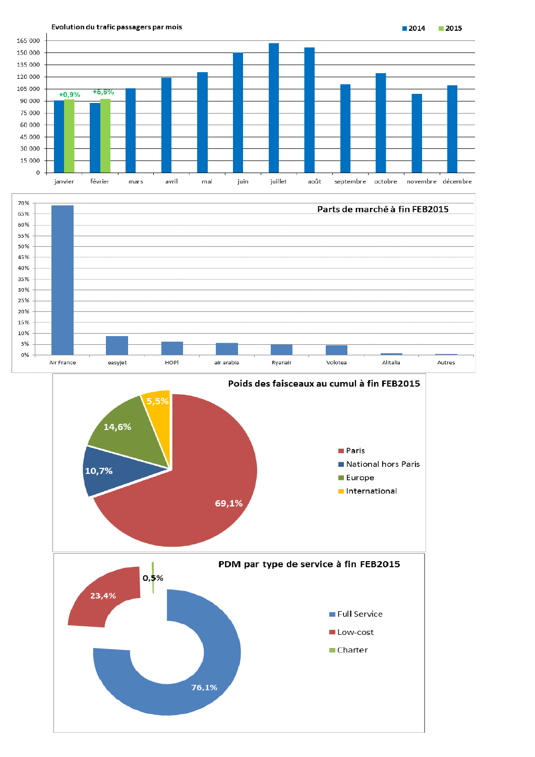Evolution du trafic passagers par mois

2014 2015

165 000
150 000
135 000
120 000
105 000
90 000
75 000
60 000
45 000
30 000
15 000
0

+0,9%
+5,6%

janvier février mars avril mai juin juillet août septembre octobre novembre décembre

Parts de marché à fin FEB2015

70%
65%
60%
55%
50%
45%
40%
35%
30%
25%
20%
15%
10%
5%
0%

Air France easyJet HOP! air arabia Ryanair Volotea Alitalia Autres

Poids des faisceaux au cumul à fin FEB2015

69,1%
10,7%
14,6%
5,5%

Paris
National hors Paris
Europe
International

PDM par type de service à fin FEB2015

76,1%
23,4%
0,5%

Full Service
Low-cost
Charter